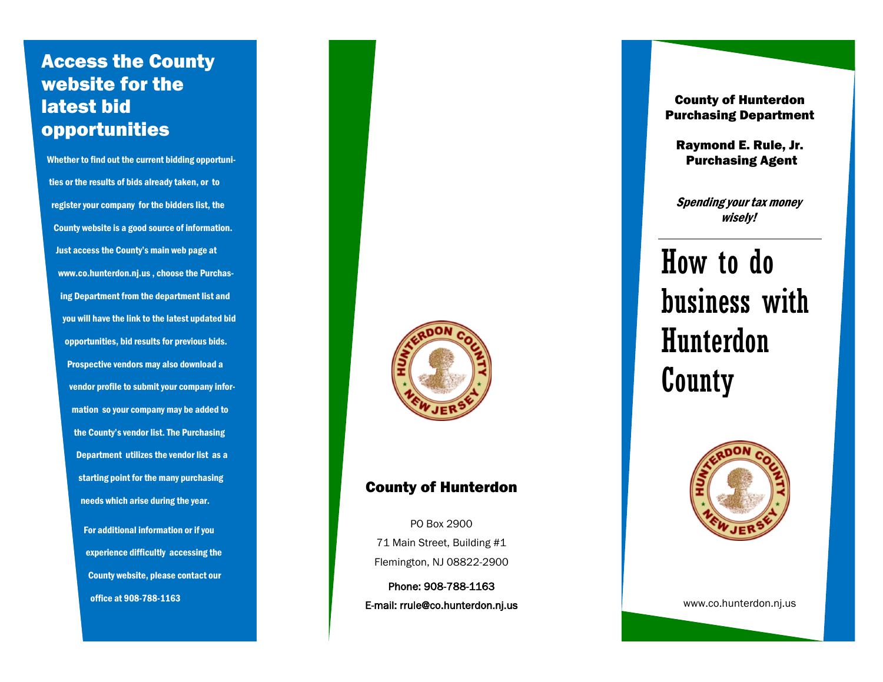## Access the County website for the latest bid opportunities

**Whether to find out the current bidding opportunities or the results of bids already taken, or to register your company for the bidders list, the County website is a good source of information. Just access the County's main web page at www.co.hunterdon.nj.us , choose the Purchasing Department from the department list and you will have the link to the latest updated bid opportunities, bid results for previous bids. Prospective vendors may also download a vendor profile to submit your company information so your company may be added to the County's vendor list. The Purchasing Department utilizes the vendor list as a starting point for the many purchasing needs which arise during the year.**

**For additional information or if you experience difficultly accessing the County website, please contact our office at 908-788-1163**

### County of Hunterdon

PO Box 2900

71 Main Street, Building #1

Flemington, NJ 08822-2900

Phone: 908-788-1163

E-mail: rrule@co.hunterdon.nj.us

**County of Hunterdon Purchasing Department**

**Raymond E. Rule, Jr.**
**Purchasing Agent**

***Spending your tax money wisely!***

# How to do business with Hunterdon County

www.co.hunterdon.nj.us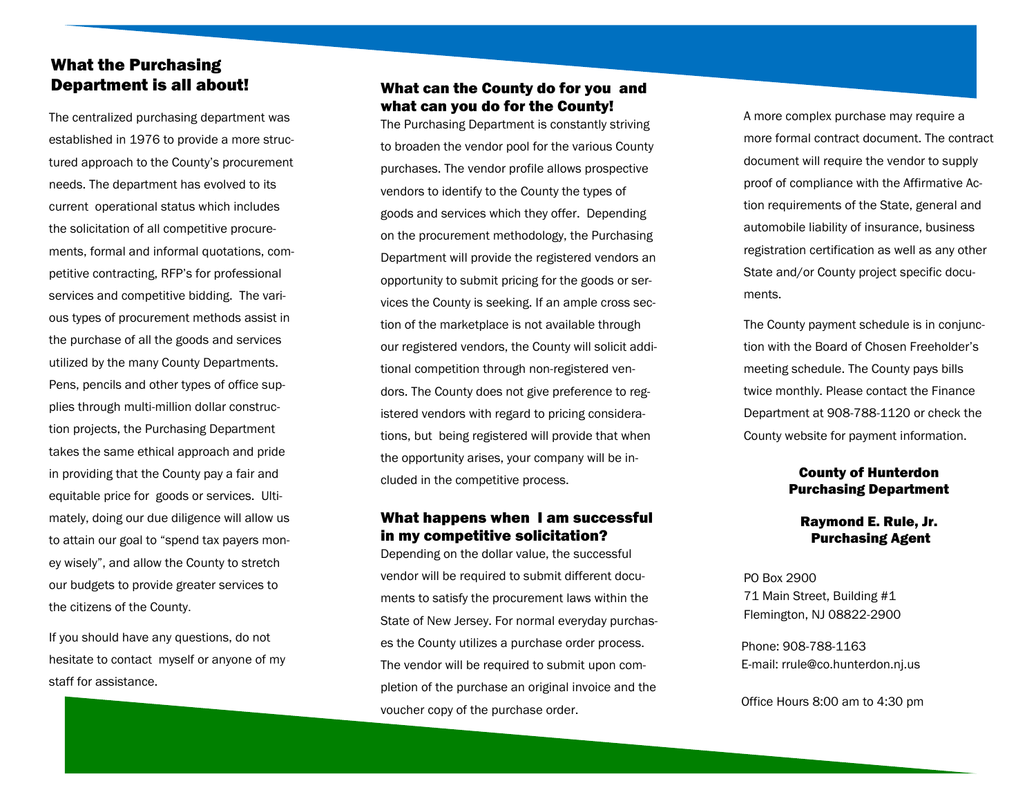## What the Purchasing Department is all about!

The centralized purchasing department was established in 1976 to provide a more structured approach to the County's procurement needs. The department has evolved to its current operational status which includes the solicitation of all competitive procurements, formal and informal quotations, competitive contracting, RFP's for professional services and competitive bidding. The various types of procurement methods assist in the purchase of all the goods and services utilized by the many County Departments. Pens, pencils and other types of office supplies through multi-million dollar construction projects, the Purchasing Department takes the same ethical approach and pride in providing that the County pay a fair and equitable price for goods or services. Ultimately, doing our due diligence will allow us to attain our goal to "spend tax payers money wisely", and allow the County to stretch our budgets to provide greater services to the citizens of the County.

If you should have any questions, do not hesitate to contact myself or anyone of my staff for assistance.

## What can the County do for you and what can you do for the County!

The Purchasing Department is constantly striving to broaden the vendor pool for the various County purchases. The vendor profile allows prospective vendors to identify to the County the types of goods and services which they offer. Depending on the procurement methodology, the Purchasing Department will provide the registered vendors an opportunity to submit pricing for the goods or services the County is seeking. If an ample cross section of the marketplace is not available through our registered vendors, the County will solicit additional competition through non-registered vendors. The County does not give preference to registered vendors with regard to pricing considerations, but being registered will provide that when the opportunity arises, your company will be included in the competitive process.

## What happens when I am successful in my competitive solicitation?

Depending on the dollar value, the successful vendor will be required to submit different documents to satisfy the procurement laws within the State of New Jersey. For normal everyday purchases the County utilizes a purchase order process. The vendor will be required to submit upon completion of the purchase an original invoice and the voucher copy of the purchase order.

A more complex purchase may require a more formal contract document. The contract document will require the vendor to supply proof of compliance with the Affirmative Action requirements of the State, general and automobile liability of insurance, business registration certification as well as any other State and/or County project specific documents.

The County payment schedule is in conjunction with the Board of Chosen Freeholder's meeting schedule. The County pays bills twice monthly. Please contact the Finance Department at 908-788-1120 or check the County website for payment information.

**County of Hunterdon**
**Purchasing Department**

**Raymond E. Rule, Jr.**
**Purchasing Agent**

PO Box 2900
71 Main Street, Building #1
Flemington, NJ 08822-2900

Phone: 908-788-1163
E-mail: rrule@co.hunterdon.nj.us

Office Hours 8:00 am to 4:30 pm